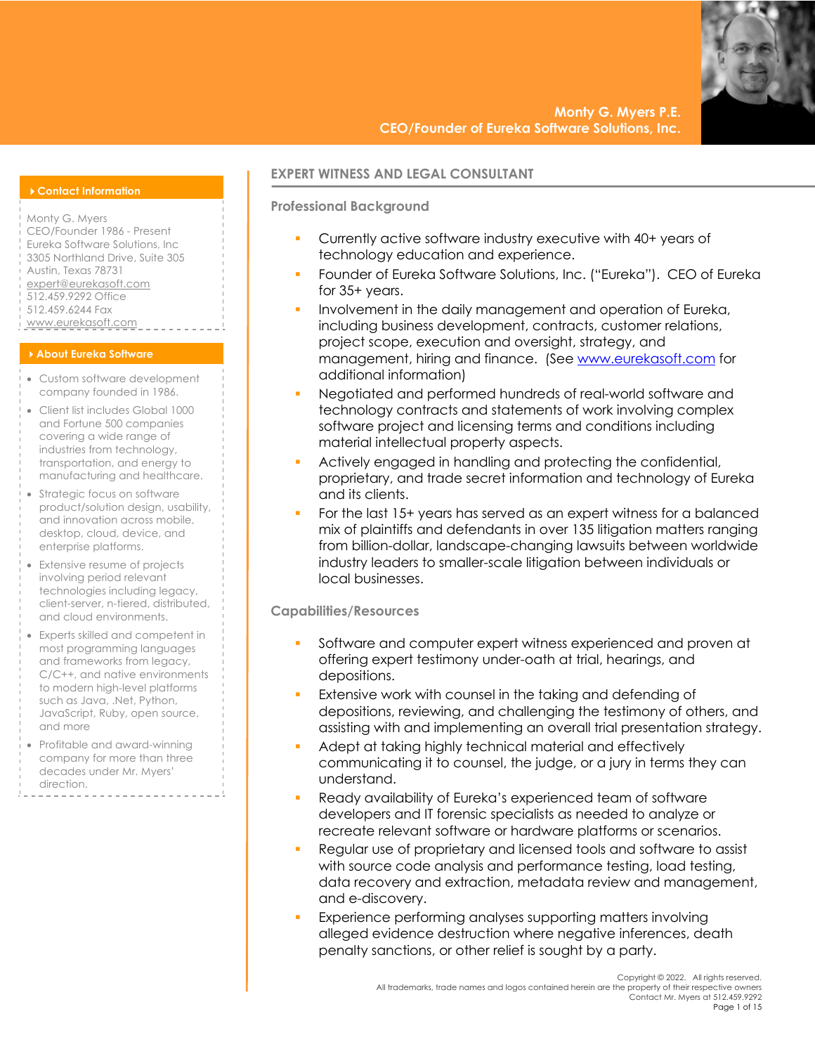**Monty G. Myers P.E.**
**CEO/Founder of Eureka Software Solutions, Inc.**

### Contact Information

Monty G. Myers
CEO/Founder 1986 - Present
Eureka Software Solutions, Inc
3305 Northland Drive, Suite 305
Austin, Texas 78731
expert@eurekasoft.com
512.459.9292 Office
512.459.6244 Fax
www.eurekasoft.com

### About Eureka Software

- Custom software development company founded in 1986.
- Client list includes Global 1000 and Fortune 500 companies covering a wide range of industries from technology, transportation, and energy to manufacturing and healthcare.
- Strategic focus on software product/solution design, usability, and innovation across mobile, desktop, cloud, device, and enterprise platforms.
- Extensive resume of projects involving period relevant technologies including legacy, client-server, n-tiered, distributed, and cloud environments.
- Experts skilled and competent in most programming languages and frameworks from legacy, C/C++, and native environments to modern high-level platforms such as Java, .Net, Python, JavaScript, Ruby, open source, and more
- Profitable and award-winning company for more than three decades under Mr. Myers' direction.

# EXPERT WITNESS AND LEGAL CONSULTANT

## Professional Background

- Currently active software industry executive with 40+ years of technology education and experience.
- Founder of Eureka Software Solutions, Inc. ("Eureka"). CEO of Eureka for 35+ years.
- Involvement in the daily management and operation of Eureka, including business development, contracts, customer relations, project scope, execution and oversight, strategy, and management, hiring and finance. (See www.eurekasoft.com for additional information)
- Negotiated and performed hundreds of real-world software and technology contracts and statements of work involving complex software project and licensing terms and conditions including material intellectual property aspects.
- Actively engaged in handling and protecting the confidential, proprietary, and trade secret information and technology of Eureka and its clients.
- For the last 15+ years has served as an expert witness for a balanced mix of plaintiffs and defendants in over 135 litigation matters ranging from billion-dollar, landscape-changing lawsuits between worldwide industry leaders to smaller-scale litigation between individuals or local businesses.

## Capabilities/Resources

- Software and computer expert witness experienced and proven at offering expert testimony under-oath at trial, hearings, and depositions.
- Extensive work with counsel in the taking and defending of depositions, reviewing, and challenging the testimony of others, and assisting with and implementing an overall trial presentation strategy.
- Adept at taking highly technical material and effectively communicating it to counsel, the judge, or a jury in terms they can understand.
- Ready availability of Eureka's experienced team of software developers and IT forensic specialists as needed to analyze or recreate relevant software or hardware platforms or scenarios.
- Regular use of proprietary and licensed tools and software to assist with source code analysis and performance testing, load testing, data recovery and extraction, metadata review and management, and e-discovery.
- Experience performing analyses supporting matters involving alleged evidence destruction where negative inferences, death penalty sanctions, or other relief is sought by a party.

Copyright © 2022. All rights reserved.
All trademarks, trade names and logos contained herein are the property of their respective owners
Contact Mr. Myers at 512.459.9292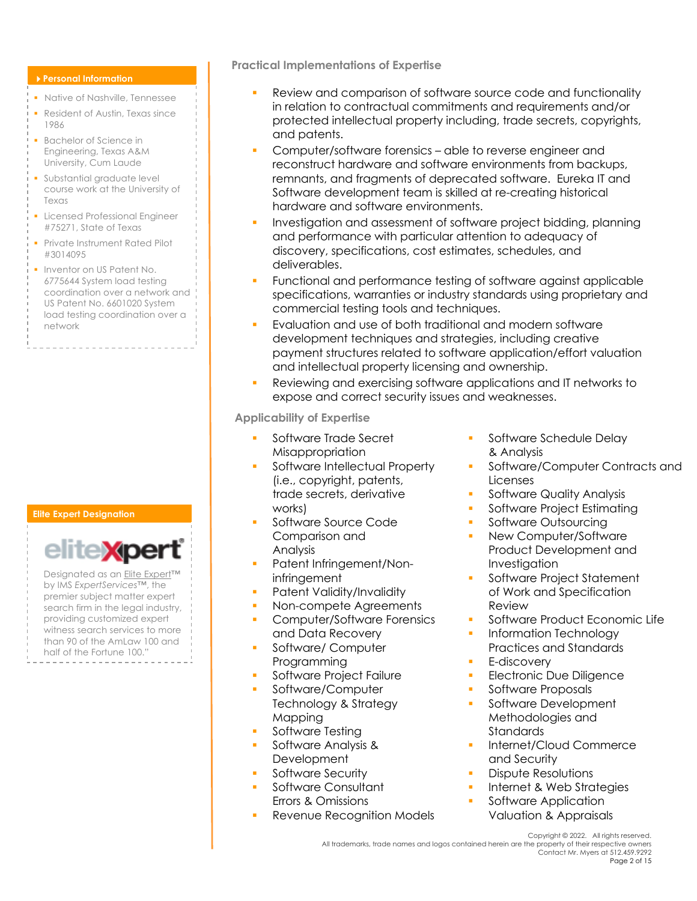### Personal Information

- Native of Nashville, Tennessee
- Resident of Austin, Texas since 1986
- Bachelor of Science in Engineering, Texas A&M University, Cum Laude
- Substantial graduate level course work at the University of Texas
- Licensed Professional Engineer #75271, State of Texas
- Private Instrument Rated Pilot #3014095
- Inventor on US Patent No. 6775644 System load testing coordination over a network and US Patent No. 6601020 System load testing coordination over a network

### Elite Expert Designation

eliteXpert

Designated as an Elite Expert™ by IMS *ExpertServices*™, the premier subject matter expert search firm in the legal industry, providing customized expert witness search services to more than 90 of the AmLaw 100 and half of the Fortune 100."

## Practical Implementations of Expertise

- Review and comparison of software source code and functionality in relation to contractual commitments and requirements and/or protected intellectual property including, trade secrets, copyrights, and patents.
- Computer/software forensics – able to reverse engineer and reconstruct hardware and software environments from backups, remnants, and fragments of deprecated software. Eureka IT and Software development team is skilled at re-creating historical hardware and software environments.
- Investigation and assessment of software project bidding, planning and performance with particular attention to adequacy of discovery, specifications, cost estimates, schedules, and deliverables.
- Functional and performance testing of software against applicable specifications, warranties or industry standards using proprietary and commercial testing tools and techniques.
- Evaluation and use of both traditional and modern software development techniques and strategies, including creative payment structures related to software application/effort valuation and intellectual property licensing and ownership.
- Reviewing and exercising software applications and IT networks to expose and correct security issues and weaknesses.

## Applicability of Expertise

- Software Trade Secret Misappropriation
- Software Intellectual Property (i.e., copyright, patents, trade secrets, derivative works)
- Software Source Code Comparison and Analysis
- Patent Infringement/Non-infringement
- Patent Validity/Invalidity
- Non-compete Agreements
- Computer/Software Forensics and Data Recovery
- Software/ Computer Programming
- Software Project Failure
- Software/Computer Technology & Strategy Mapping
- Software Testing
- Software Analysis & Development
- Software Security
- Software Consultant Errors & Omissions
- Revenue Recognition Models
- Software Schedule Delay & Analysis
- Software/Computer Contracts and Licenses
- Software Quality Analysis
- Software Project Estimating
- Software Outsourcing
- New Computer/Software Product Development and Investigation
- Software Project Statement of Work and Specification Review
- Software Product Economic Life
- Information Technology Practices and Standards
- E-discovery
- Electronic Due Diligence
- Software Proposals
- Software Development Methodologies and Standards
- Internet/Cloud Commerce and Security
- Dispute Resolutions
- Internet & Web Strategies
- Software Application Valuation & Appraisals

Copyright © 2022. All rights reserved.
All trademarks, trade names and logos contained herein are the property of their respective owners
Contact Mr. Myers at 512.459.9292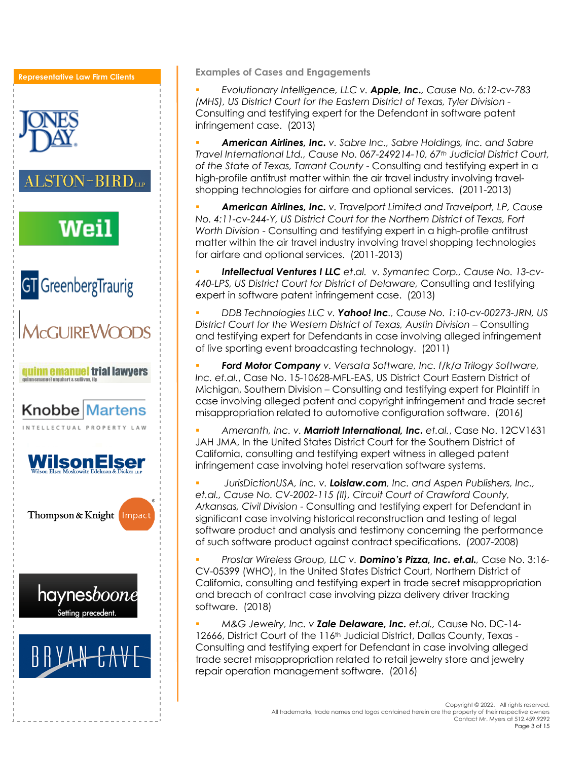## Representative Law Firm Clients

JONES DAY

ALSTON+BIRD LLP

Weil

GT GreenbergTraurig

McGUIREWOODS

quinn emanuel trial lawyers
quinn emanuel urquhart & sullivan, llp

Knobbe Martens
INTELLECTUAL PROPERTY LAW

WilsonElser
Wilson Elser Moskowitz Edelman & Dicker LLP

Thompson & Knight Impact

haynesboone
Setting precedent.

BRYAN CAVE

## Examples of Cases and Engagements

- *Evolutionary Intelligence, LLC v.* ***Apple, Inc.****, Cause No. 6:12-cv-783 (MHS), US District Court for the Eastern District of Texas, Tyler Division* - Consulting and testifying expert for the Defendant in software patent infringement case. (2013)

- ***American Airlines, Inc.*** *v. Sabre Inc., Sabre Holdings, Inc. and Sabre Travel International Ltd., Cause No. 067-249214-10, 67th Judicial District Court, of the State of Texas, Tarrant County* - Consulting and testifying expert in a high-profile antitrust matter within the air travel industry involving travel-shopping technologies for airfare and optional services. (2011-2013)

- ***American Airlines, Inc.*** *v. Travelport Limited and Travelport, LP, Cause No. 4:11-cv-244-Y, US District Court for the Northern District of Texas, Fort Worth Division* - Consulting and testifying expert in a high-profile antitrust matter within the air travel industry involving travel shopping technologies for airfare and optional services. (2011-2013)

- ***Intellectual Ventures I LLC*** *et.al. v. Symantec Corp., Cause No. 13-cv-440-LPS, US District Court for District of Delaware,* Consulting and testifying expert in software patent infringement case. (2013)

- *DDB Technologies LLC v.* ***Yahoo! Inc****., Cause No. 1:10-cv-00273-JRN, US District Court for the Western District of Texas, Austin Division* – Consulting and testifying expert for Defendants in case involving alleged infringement of live sporting event broadcasting technology. (2011)

- ***Ford Motor Company*** *v. Versata Software, Inc. f/k/a Trilogy Software, Inc. et.al.*, Case No. 15-10628-MFL-EAS, US District Court Eastern District of Michigan, Southern Division – Consulting and testifying expert for Plaintiff in case involving alleged patent and copyright infringement and trade secret misappropriation related to automotive configuration software. (2016)

- *Ameranth, Inc. v.* ***Marriott International, Inc.*** *et.al.*, Case No. 12CV1631 JAH JMA, In the United States District Court for the Southern District of California, consulting and testifying expert witness in alleged patent infringement case involving hotel reservation software systems.

- *JurisDictionUSA, Inc. v.* ***Loislaw.com****, Inc. and Aspen Publishers, Inc., et.al., Cause No. CV-2002-115 (II), Circuit Court of Crawford County, Arkansas, Civil Division* - Consulting and testifying expert for Defendant in significant case involving historical reconstruction and testing of legal software product and analysis and testimony concerning the performance of such software product against contract specifications. (2007-2008)

- *Prostar Wireless Group, LLC v.* ***Domino's Pizza, Inc. et.al.****,* Case No. 3:16-CV-05399 (WHO), In the United States District Court, Northern District of California, consulting and testifying expert in trade secret misappropriation and breach of contract case involving pizza delivery driver tracking software. (2018)

- *M&G Jewelry, Inc. v* ***Zale Delaware, Inc.*** *et.al.*, Cause No. DC-14-12666, District Court of the 116th Judicial District, Dallas County, Texas - Consulting and testifying expert for Defendant in case involving alleged trade secret misappropriation related to retail jewelry store and jewelry repair operation management software. (2016)

Copyright © 2022. All rights reserved.
All trademarks, trade names and logos contained herein are the property of their respective owners
Contact Mr. Myers at 512.459.9292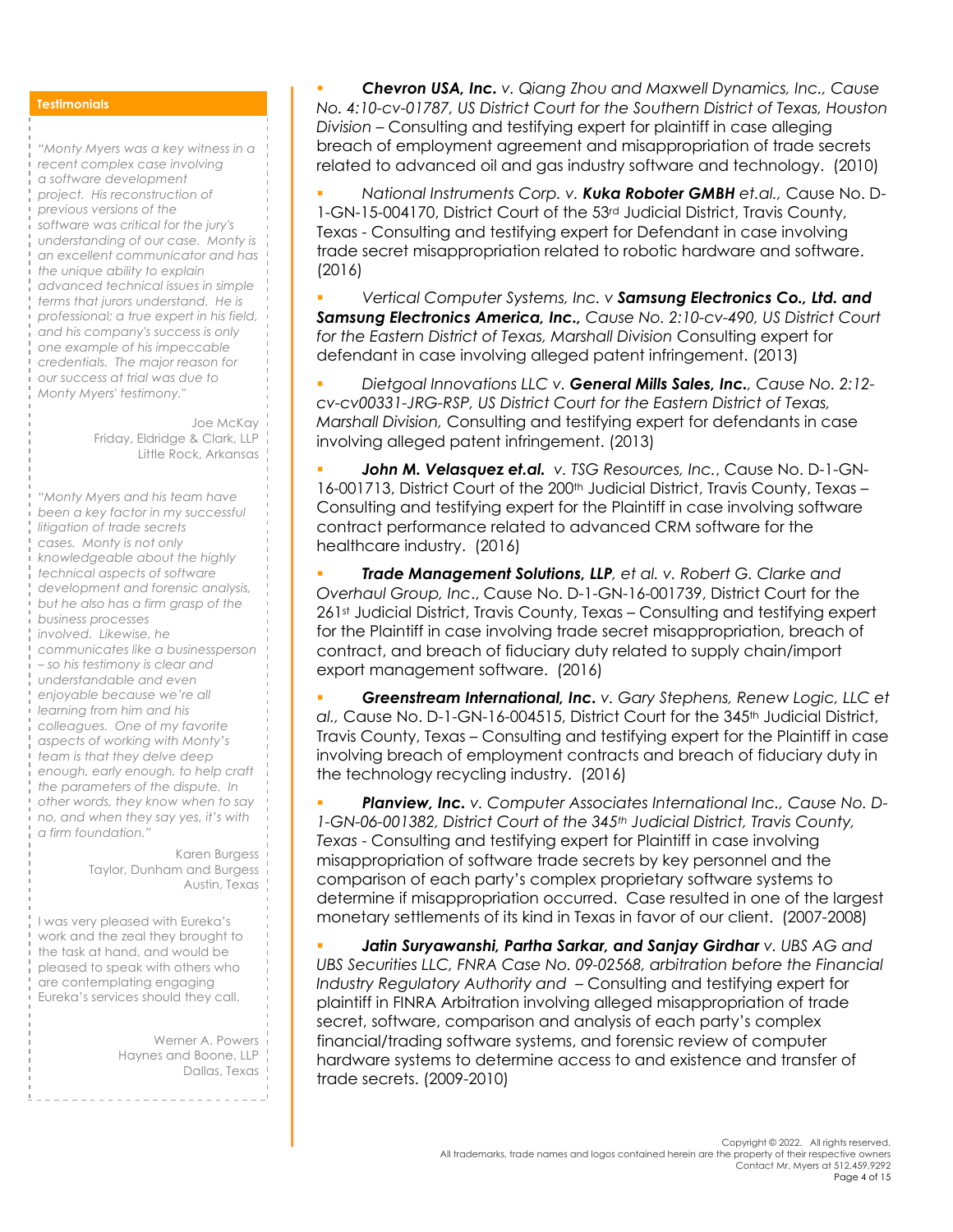## Testimonials

*"Monty Myers was a key witness in a recent complex case involving a software development project. His reconstruction of previous versions of the software was critical for the jury's understanding of our case. Monty is an excellent communicator and has the unique ability to explain advanced technical issues in simple terms that jurors understand. He is professional; a true expert in his field, and his company's success is only one example of his impeccable credentials. The major reason for our success at trial was due to Monty Myers' testimony."*

Joe McKay
Friday, Eldridge & Clark, LLP
Little Rock, Arkansas

*"Monty Myers and his team have been a key factor in my successful litigation of trade secrets cases. Monty is not only knowledgeable about the highly technical aspects of software development and forensic analysis, but he also has a firm grasp of the business processes involved. Likewise, he communicates like a businessperson – so his testimony is clear and understandable and even enjoyable because we're all learning from him and his colleagues. One of my favorite aspects of working with Monty's team is that they delve deep enough, early enough, to help craft the parameters of the dispute. In other words, they know when to say no, and when they say yes, it's with a firm foundation."*

Karen Burgess
Taylor, Dunham and Burgess
Austin, Texas

I was very pleased with Eureka's work and the zeal they brought to the task at hand, and would be pleased to speak with others who are contemplating engaging Eureka's services should they call.

Werner A. Powers
Haynes and Boone, LLP
Dallas, Texas

- ***Chevron USA, Inc.*** *v. Qiang Zhou and Maxwell Dynamics, Inc., Cause No. 4:10-cv-01787, US District Court for the Southern District of Texas, Houston Division* – Consulting and testifying expert for plaintiff in case alleging breach of employment agreement and misappropriation of trade secrets related to advanced oil and gas industry software and technology. (2010)

- *National Instruments Corp. v.* ***Kuka Roboter GMBH*** *et.al.,* Cause No. D-1-GN-15-004170, District Court of the 53rd Judicial District, Travis County, Texas - Consulting and testifying expert for Defendant in case involving trade secret misappropriation related to robotic hardware and software. (2016)

- *Vertical Computer Systems, Inc. v* ***Samsung Electronics Co., Ltd. and Samsung Electronics America, Inc.,*** *Cause No. 2:10-cv-490, US District Court for the Eastern District of Texas, Marshall Division* Consulting expert for defendant in case involving alleged patent infringement. (2013)

- *Dietgoal Innovations LLC v.* ***General Mills Sales, Inc.****, Cause No. 2:12-cv-cv00331-JRG-RSP, US District Court for the Eastern District of Texas, Marshall Division,* Consulting and testifying expert for defendants in case involving alleged patent infringement. (2013)

- ***John M. Velasquez et.al.*** *v. TSG Resources, Inc.*, Cause No. D-1-GN-16-001713, District Court of the 200th Judicial District, Travis County, Texas – Consulting and testifying expert for the Plaintiff in case involving software contract performance related to advanced CRM software for the healthcare industry. (2016)

- ***Trade Management Solutions, LLP****, et al. v. Robert G. Clarke and Overhaul Group, Inc*., Cause No. D-1-GN-16-001739, District Court for the 261st Judicial District, Travis County, Texas – Consulting and testifying expert for the Plaintiff in case involving trade secret misappropriation, breach of contract, and breach of fiduciary duty related to supply chain/import export management software. (2016)

- ***Greenstream International, Inc.*** *v. Gary Stephens, Renew Logic, LLC et al.,* Cause No. D-1-GN-16-004515, District Court for the 345th Judicial District, Travis County, Texas – Consulting and testifying expert for the Plaintiff in case involving breach of employment contracts and breach of fiduciary duty in the technology recycling industry. (2016)

- ***Planview, Inc.*** *v. Computer Associates International Inc., Cause No. D-1-GN-06-001382, District Court of the 345th Judicial District, Travis County, Texas* - Consulting and testifying expert for Plaintiff in case involving misappropriation of software trade secrets by key personnel and the comparison of each party's complex proprietary software systems to determine if misappropriation occurred. Case resulted in one of the largest monetary settlements of its kind in Texas in favor of our client. (2007-2008)

- ***Jatin Suryawanshi, Partha Sarkar, and Sanjay Girdhar*** *v. UBS AG and UBS Securities LLC, FNRA Case No. 09-02568, arbitration before the Financial Industry Regulatory Authority and* – Consulting and testifying expert for plaintiff in FINRA Arbitration involving alleged misappropriation of trade secret, software, comparison and analysis of each party's complex financial/trading software systems, and forensic review of computer hardware systems to determine access to and existence and transfer of trade secrets. (2009-2010)

Copyright © 2022. All rights reserved.
All trademarks, trade names and logos contained herein are the property of their respective owners
Contact Mr. Myers at 512.459.9292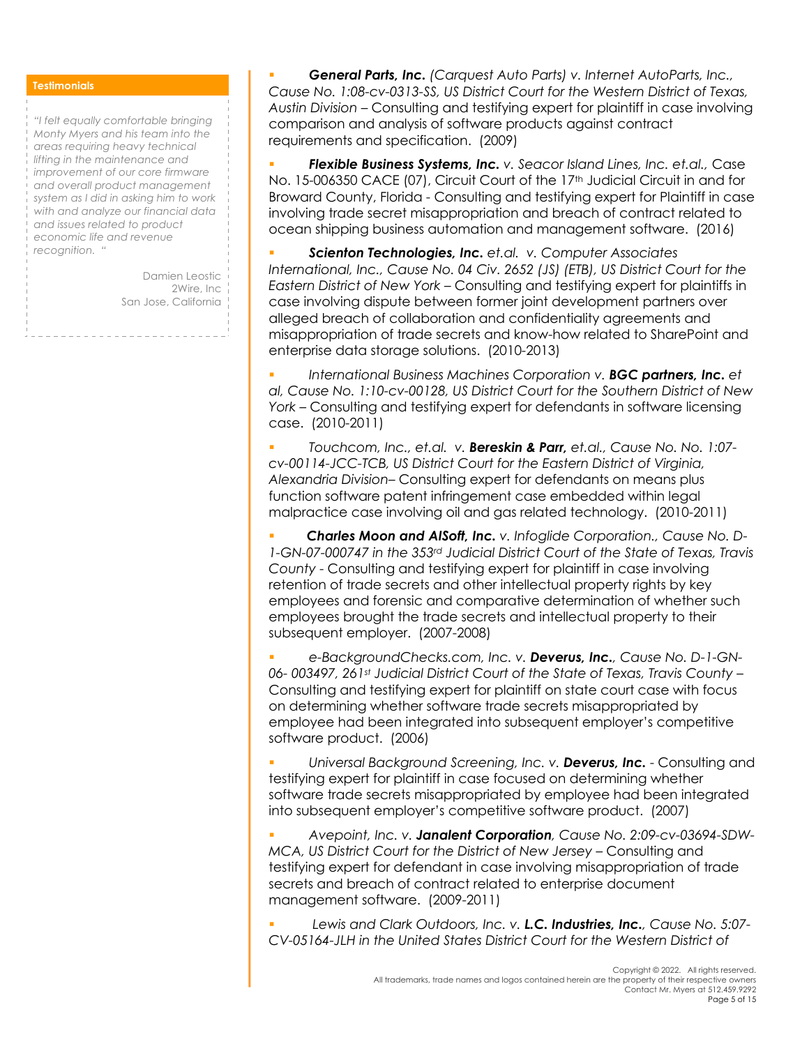**Testimonials**

*"I felt equally comfortable bringing Monty Myers and his team into the areas requiring heavy technical lifting in the maintenance and improvement of our core firmware and overall product management system as I did in asking him to work with and analyze our financial data and issues related to product economic life and revenue recognition. "*

Damien Leostic
2Wire, Inc
San Jose, California

- ***General Parts, Inc.*** *(Carquest Auto Parts) v. Internet AutoParts, Inc., Cause No. 1:08-cv-0313-SS, US District Court for the Western District of Texas, Austin Division* – Consulting and testifying expert for plaintiff in case involving comparison and analysis of software products against contract requirements and specification. (2009)

- ***Flexible Business Systems, Inc.*** *v. Seacor Island Lines, Inc. et.al.,* Case No. 15-006350 CACE (07), Circuit Court of the 17th Judicial Circuit in and for Broward County, Florida - Consulting and testifying expert for Plaintiff in case involving trade secret misappropriation and breach of contract related to ocean shipping business automation and management software. (2016)

- ***Scienton Technologies, Inc.*** *et.al. v. Computer Associates International, Inc., Cause No. 04 Civ. 2652 (JS) (ETB), US District Court for the Eastern District of New York* – Consulting and testifying expert for plaintiffs in case involving dispute between former joint development partners over alleged breach of collaboration and confidentiality agreements and misappropriation of trade secrets and know-how related to SharePoint and enterprise data storage solutions. (2010-2013)

- *International Business Machines Corporation v.* ***BGC partners, Inc.*** *et al, Cause No. 1:10-cv-00128, US District Court for the Southern District of New York* – Consulting and testifying expert for defendants in software licensing case. (2010-2011)

- *Touchcom, Inc., et.al. v.* ***Bereskin & Parr,*** *et.al., Cause No. No. 1:07-cv-00114-JCC-TCB, US District Court for the Eastern District of Virginia, Alexandria Division*– Consulting expert for defendants on means plus function software patent infringement case embedded within legal malpractice case involving oil and gas related technology. (2010-2011)

- ***Charles Moon and AISoft, Inc.*** *v. Infoglide Corporation., Cause No. D-1-GN-07-000747 in the 353rd Judicial District Court of the State of Texas, Travis County* - Consulting and testifying expert for plaintiff in case involving retention of trade secrets and other intellectual property rights by key employees and forensic and comparative determination of whether such employees brought the trade secrets and intellectual property to their subsequent employer. (2007-2008)

- *e-BackgroundChecks.com, Inc. v.* ***Deverus, Inc.****, Cause No. D-1-GN-06- 003497, 261st Judicial District Court of the State of Texas, Travis County* – Consulting and testifying expert for plaintiff on state court case with focus on determining whether software trade secrets misappropriated by employee had been integrated into subsequent employer's competitive software product. (2006)

- *Universal Background Screening, Inc. v.* ***Deverus, Inc.*** - Consulting and testifying expert for plaintiff in case focused on determining whether software trade secrets misappropriated by employee had been integrated into subsequent employer's competitive software product. (2007)

- *Avepoint, Inc. v.* ***Janalent Corporation****, Cause No. 2:09-cv-03694-SDW-MCA, US District Court for the District of New Jersey* – Consulting and testifying expert for defendant in case involving misappropriation of trade secrets and breach of contract related to enterprise document management software. (2009-2011)

- *Lewis and Clark Outdoors, Inc. v.* ***L.C. Industries, Inc.****, Cause No. 5:07-CV-05164-JLH in the United States District Court for the Western District of*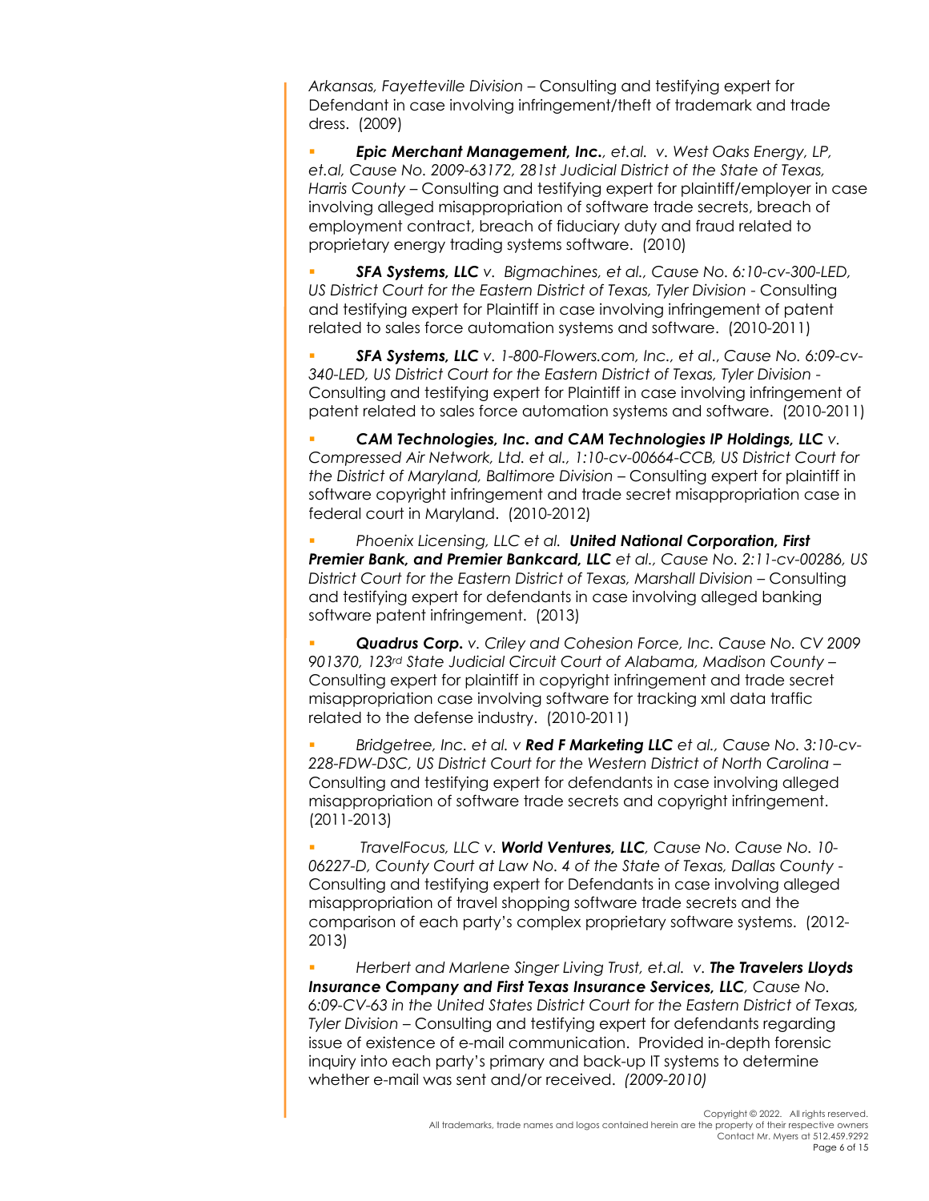*Arkansas, Fayetteville Division* – Consulting and testifying expert for Defendant in case involving infringement/theft of trademark and trade dress. (2009)

- ***Epic Merchant Management, Inc.****, et.al. v. West Oaks Energy, LP, et.al, Cause No. 2009-63172, 281st Judicial District of the State of Texas, Harris County* – Consulting and testifying expert for plaintiff/employer in case involving alleged misappropriation of software trade secrets, breach of employment contract, breach of fiduciary duty and fraud related to proprietary energy trading systems software. (2010)

- ***SFA Systems, LLC*** *v. Bigmachines, et al., Cause No. 6:10-cv-300-LED, US District Court for the Eastern District of Texas, Tyler Division* - Consulting and testifying expert for Plaintiff in case involving infringement of patent related to sales force automation systems and software. (2010-2011)

- ***SFA Systems, LLC*** *v. 1-800-Flowers.com, Inc., et al., Cause No. 6:09-cv-340-LED, US District Court for the Eastern District of Texas, Tyler Division* - Consulting and testifying expert for Plaintiff in case involving infringement of patent related to sales force automation systems and software. (2010-2011)

- ***CAM Technologies, Inc. and CAM Technologies IP Holdings, LLC*** *v. Compressed Air Network, Ltd. et al., 1:10-cv-00664-CCB, US District Court for the District of Maryland, Baltimore Division* – Consulting expert for plaintiff in software copyright infringement and trade secret misappropriation case in federal court in Maryland. (2010-2012)

- *Phoenix Licensing, LLC et al.* ***United National Corporation, First Premier Bank, and Premier Bankcard, LLC*** *et al., Cause No. 2:11-cv-00286, US District Court for the Eastern District of Texas, Marshall Division* – Consulting and testifying expert for defendants in case involving alleged banking software patent infringement. (2013)

- ***Quadrus Corp.*** *v. Criley and Cohesion Force, Inc. Cause No. CV 2009 901370, 123rd State Judicial Circuit Court of Alabama, Madison County* – Consulting expert for plaintiff in copyright infringement and trade secret misappropriation case involving software for tracking xml data traffic related to the defense industry. (2010-2011)

- *Bridgetree, Inc. et al. v* ***Red F Marketing LLC*** *et al., Cause No. 3:10-cv-228-FDW-DSC, US District Court for the Western District of North Carolina* – Consulting and testifying expert for defendants in case involving alleged misappropriation of software trade secrets and copyright infringement. (2011-2013)

- *TravelFocus, LLC v.* ***World Ventures, LLC****, Cause No. Cause No. 10-06227-D, County Court at Law No. 4 of the State of Texas, Dallas County* - Consulting and testifying expert for Defendants in case involving alleged misappropriation of travel shopping software trade secrets and the comparison of each party's complex proprietary software systems. (2012-2013)

- *Herbert and Marlene Singer Living Trust, et.al. v.* ***The Travelers Lloyds Insurance Company and First Texas Insurance Services, LLC****, Cause No. 6:09-CV-63 in the United States District Court for the Eastern District of Texas, Tyler Division* – Consulting and testifying expert for defendants regarding issue of existence of e-mail communication. Provided in-depth forensic inquiry into each party's primary and back-up IT systems to determine whether e-mail was sent and/or received. *(2009-2010)*

Copyright © 2022. All rights reserved.
All trademarks, trade names and logos contained herein are the property of their respective owners
Contact Mr. Myers at 512.459.9292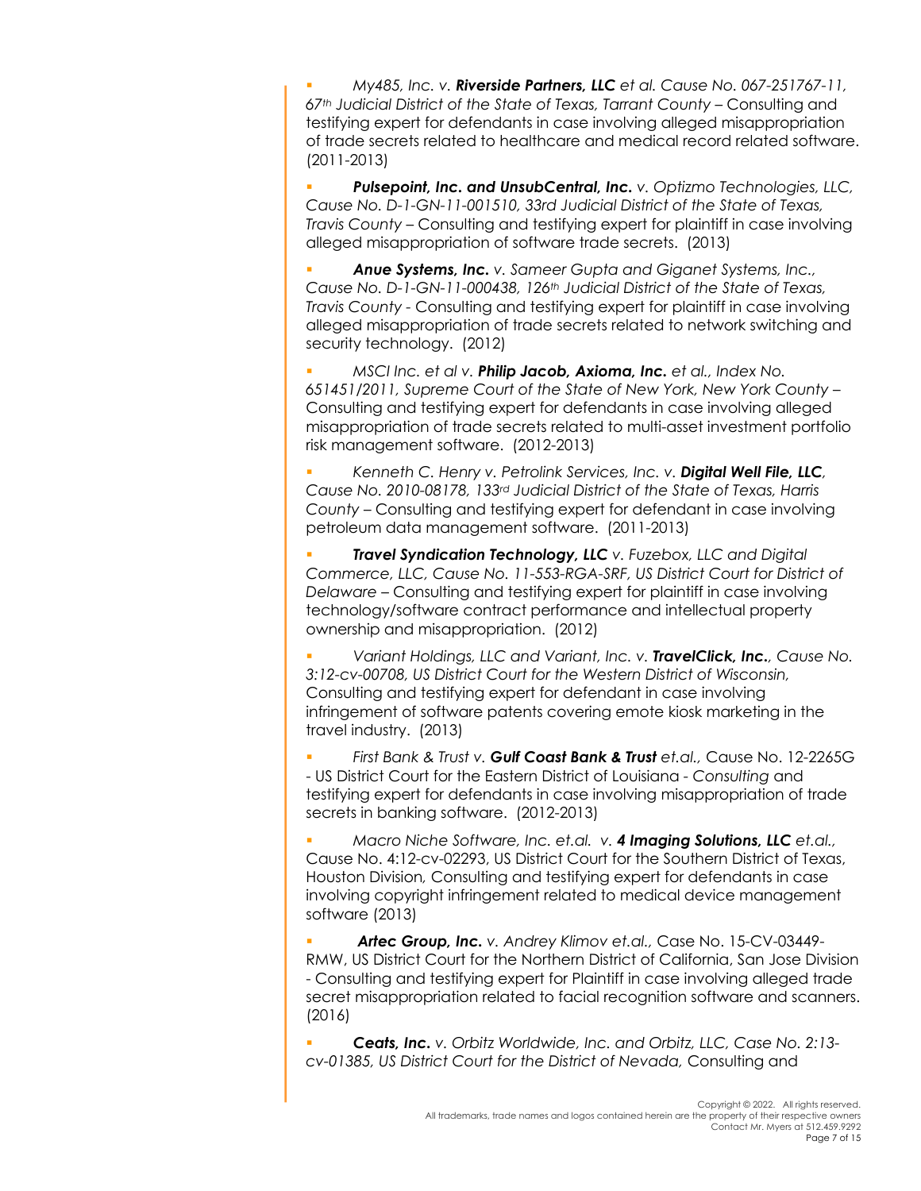- *My485, Inc. v.* ***Riverside Partners, LLC*** *et al. Cause No. 067-251767-11, 67th Judicial District of the State of Texas, Tarrant County* – Consulting and testifying expert for defendants in case involving alleged misappropriation of trade secrets related to healthcare and medical record related software. (2011-2013)

- ***Pulsepoint, Inc. and UnsubCentral, Inc.*** *v. Optizmo Technologies, LLC, Cause No. D-1-GN-11-001510, 33rd Judicial District of the State of Texas, Travis County* – Consulting and testifying expert for plaintiff in case involving alleged misappropriation of software trade secrets. (2013)

- ***Anue Systems, Inc.*** *v. Sameer Gupta and Giganet Systems, Inc., Cause No. D-1-GN-11-000438, 126th Judicial District of the State of Texas, Travis County* - Consulting and testifying expert for plaintiff in case involving alleged misappropriation of trade secrets related to network switching and security technology. (2012)

- *MSCI Inc. et al v.* ***Philip Jacob, Axioma, Inc.*** *et al., Index No. 651451/2011, Supreme Court of the State of New York, New York County* – Consulting and testifying expert for defendants in case involving alleged misappropriation of trade secrets related to multi-asset investment portfolio risk management software. (2012-2013)

- *Kenneth C. Henry v. Petrolink Services, Inc. v.* ***Digital Well File, LLC****, Cause No. 2010-08178, 133rd Judicial District of the State of Texas, Harris County* – Consulting and testifying expert for defendant in case involving petroleum data management software. (2011-2013)

- ***Travel Syndication Technology, LLC*** *v. Fuzebox, LLC and Digital Commerce, LLC, Cause No. 11-553-RGA-SRF, US District Court for District of Delaware* – Consulting and testifying expert for plaintiff in case involving technology/software contract performance and intellectual property ownership and misappropriation. (2012)

- *Variant Holdings, LLC and Variant, Inc. v.* ***TravelClick, Inc.****, Cause No. 3:12-cv-00708, US District Court for the Western District of Wisconsin,* Consulting and testifying expert for defendant in case involving infringement of software patents covering emote kiosk marketing in the travel industry. (2013)

- *First Bank & Trust v.* ***Gulf Coast Bank & Trust*** *et.al.,* Cause No. 12-2265G - US District Court for the Eastern District of Louisiana - *Consulting* and testifying expert for defendants in case involving misappropriation of trade secrets in banking software. (2012-2013)

- *Macro Niche Software, Inc. et.al. v.* ***4 Imaging Solutions, LLC*** *et.al.,* Cause No. 4:12-cv-02293, US District Court for the Southern District of Texas, Houston Division, Consulting and testifying expert for defendants in case involving copyright infringement related to medical device management software (2013)

- ***Artec Group, Inc.*** *v. Andrey Klimov et.al.,* Case No. 15-CV-03449-RMW, US District Court for the Northern District of California, San Jose Division - Consulting and testifying expert for Plaintiff in case involving alleged trade secret misappropriation related to facial recognition software and scanners. (2016)

- ***Ceats, Inc.*** *v. Orbitz Worldwide, Inc. and Orbitz, LLC, Case No. 2:13-cv-01385, US District Court for the District of Nevada,* Consulting and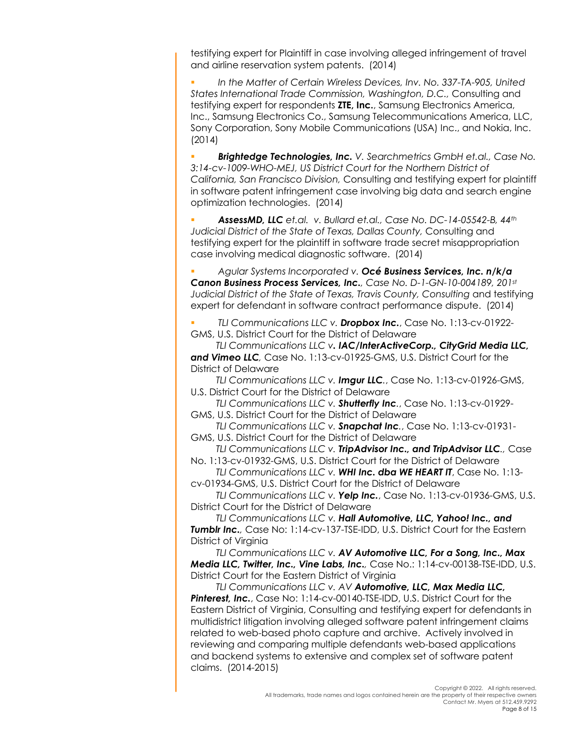testifying expert for Plaintiff in case involving alleged infringement of travel and airline reservation system patents. (2014)

- *In the Matter of Certain Wireless Devices, Inv. No. 337-TA-905, United States International Trade Commission, Washington, D.C.,* Consulting and testifying expert for respondents **ZTE, Inc.**, Samsung Electronics America, Inc., Samsung Electronics Co., Samsung Telecommunications America, LLC, Sony Corporation, Sony Mobile Communications (USA) Inc., and Nokia, Inc. (2014)

- ***Brightedge Technologies, Inc.*** *V. Searchmetrics GmbH et.al., Case No. 3:14-cv-1009-WHO-MEJ, US District Court for the Northern District of California, San Francisco Division,* Consulting and testifying expert for plaintiff in software patent infringement case involving big data and search engine optimization technologies. (2014)

- ***AssessMD, LLC*** *et.al. v. Bullard et.al., Case No. DC-14-05542-B, 44th Judicial District of the State of Texas, Dallas County,* Consulting and testifying expert for the plaintiff in software trade secret misappropriation case involving medical diagnostic software. (2014)

- *Agular Systems Incorporated v.* ***Océ Business Services, Inc. n/k/a Canon Business Process Services, Inc.****, Case No. D-1-GN-10-004189, 201st Judicial District of the State of Texas, Travis County, Consulting* and testifying expert for defendant in software contract performance dispute. (2014)

- *TLI Communications LLC v.* ***Dropbox Inc.***, Case No. 1:13-cv-01922-GMS, U.S. District Court for the District of Delaware
  *TLI Communications LLC v****. IAC/InterActiveCorp., CityGrid Media LLC, and Vimeo LLC****,* Case No. 1:13-cv-01925-GMS, U.S. District Court for the District of Delaware
  *TLI Communications LLC v.* ***Imgur LLC.***, Case No. 1:13-cv-01926-GMS, U.S. District Court for the District of Delaware
  *TLI Communications LLC v.* ***Shutterfly Inc***., Case No. 1:13-cv-01929-GMS, U.S. District Court for the District of Delaware
  *TLI Communications LLC v.* ***Snapchat Inc***., Case No. 1:13-cv-01931-GMS, U.S. District Court for the District of Delaware
  *TLI Communications LLC v.* ***TripAdvisor Inc., and TripAdvisor LLC***., Case No. 1:13-cv-01932-GMS, U.S. District Court for the District of Delaware
  *TLI Communications LLC v.* ***WHI Inc. dba WE HEART IT***, Case No. 1:13-cv-01934-GMS, U.S. District Court for the District of Delaware
  *TLI Communications LLC v.* ***Yelp Inc.***, Case No. 1:13-cv-01936-GMS, U.S. District Court for the District of Delaware
  *TLI Communications LLC v.* ***Hall Automotive, LLC, Yahoo! Inc., and Tumblr Inc.***, Case No: 1:14-cv-137-TSE-IDD, U.S. District Court for the Eastern District of Virginia
  *TLI Communications LLC v.* ***AV Automotive LLC, For a Song, Inc., Max Media LLC, Twitter, Inc., Vine Labs, Inc.***, Case No.: 1:14-cv-00138-TSE-IDD, U.S. District Court for the Eastern District of Virginia
  *TLI Communications LLC v. AV* ***Automotive, LLC, Max Media LLC, Pinterest, Inc.***, Case No: 1:14-cv-00140-TSE-IDD, U.S. District Court for the Eastern District of Virginia, Consulting and testifying expert for defendants in multidistrict litigation involving alleged software patent infringement claims related to web-based photo capture and archive. Actively involved in reviewing and comparing multiple defendants web-based applications and backend systems to extensive and complex set of software patent claims. (2014-2015)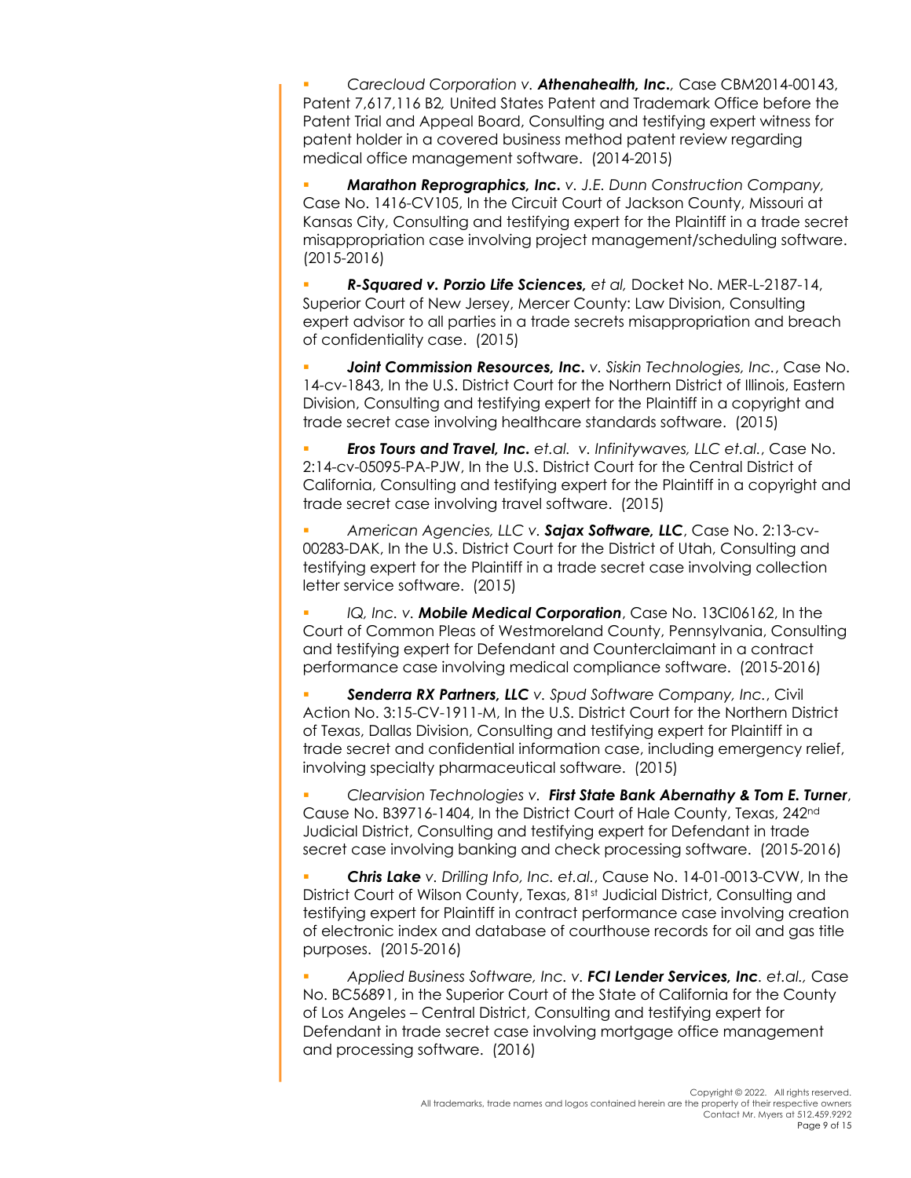- *Carecloud Corporation v.* ***Athenahealth, Inc.****,* Case CBM2014-00143, Patent 7,617,116 B2*,* United States Patent and Trademark Office before the Patent Trial and Appeal Board, Consulting and testifying expert witness for patent holder in a covered business method patent review regarding medical office management software. (2014-2015)

- ***Marathon Reprographics, Inc.*** *v. J.E. Dunn Construction Company,* Case No. 1416-CV105, In the Circuit Court of Jackson County, Missouri at Kansas City, Consulting and testifying expert for the Plaintiff in a trade secret misappropriation case involving project management/scheduling software. (2015-2016)

- ***R-Squared v. Porzio Life Sciences,*** *et al,* Docket No. MER-L-2187-14, Superior Court of New Jersey, Mercer County: Law Division, Consulting expert advisor to all parties in a trade secrets misappropriation and breach of confidentiality case. (2015)

- ***Joint Commission Resources, Inc.*** *v. Siskin Technologies, Inc.*, Case No. 14-cv-1843, In the U.S. District Court for the Northern District of Illinois, Eastern Division, Consulting and testifying expert for the Plaintiff in a copyright and trade secret case involving healthcare standards software. (2015)

- ***Eros Tours and Travel, Inc.*** *et.al. v. Infinitywaves, LLC et.al.*, Case No. 2:14-cv-05095-PA-PJW, In the U.S. District Court for the Central District of California, Consulting and testifying expert for the Plaintiff in a copyright and trade secret case involving travel software. (2015)

- *American Agencies, LLC v.* ***Sajax Software, LLC***, Case No. 2:13-cv-00283-DAK, In the U.S. District Court for the District of Utah, Consulting and testifying expert for the Plaintiff in a trade secret case involving collection letter service software. (2015)

- *IQ, Inc. v.* ***Mobile Medical Corporation***, Case No. 13CI06162, In the Court of Common Pleas of Westmoreland County, Pennsylvania, Consulting and testifying expert for Defendant and Counterclaimant in a contract performance case involving medical compliance software. (2015-2016)

- ***Senderra RX Partners, LLC*** *v. Spud Software Company, Inc.*, Civil Action No. 3:15-CV-1911-M, In the U.S. District Court for the Northern District of Texas, Dallas Division, Consulting and testifying expert for Plaintiff in a trade secret and confidential information case, including emergency relief, involving specialty pharmaceutical software. (2015)

- *Clearvision Technologies v.* ***First State Bank Abernathy & Tom E. Turner***, Cause No. B39716-1404, In the District Court of Hale County, Texas, 242nd Judicial District, Consulting and testifying expert for Defendant in trade secret case involving banking and check processing software. (2015-2016)

- ***Chris Lake*** *v. Drilling Info, Inc. et.al.*, Cause No. 14-01-0013-CVW, In the District Court of Wilson County, Texas, 81st Judicial District, Consulting and testifying expert for Plaintiff in contract performance case involving creation of electronic index and database of courthouse records for oil and gas title purposes. (2015-2016)

- *Applied Business Software, Inc. v.* ***FCI Lender Services, Inc****. et.al.,* Case No. BC56891, in the Superior Court of the State of California for the County of Los Angeles – Central District, Consulting and testifying expert for Defendant in trade secret case involving mortgage office management and processing software. (2016)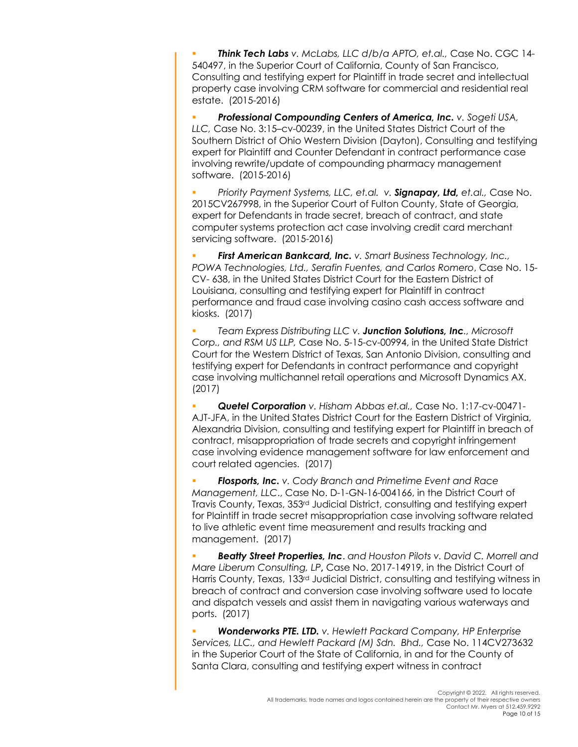- ***Think Tech Labs*** *v. McLabs, LLC d/b/a APTO, et.al.,* Case No. CGC 14-540497, in the Superior Court of California, County of San Francisco, Consulting and testifying expert for Plaintiff in trade secret and intellectual property case involving CRM software for commercial and residential real estate. (2015-2016)

- ***Professional Compounding Centers of America, Inc.*** *v. Sogeti USA, LLC,* Case No. 3:15–cv-00239, in the United States District Court of the Southern District of Ohio Western Division (Dayton), Consulting and testifying expert for Plaintiff and Counter Defendant in contract performance case involving rewrite/update of compounding pharmacy management software. (2015-2016)

- *Priority Payment Systems, LLC, et.al. v.* ***Signapay, Ltd,*** *et.al.,* Case No. 2015CV267998, in the Superior Court of Fulton County, State of Georgia, expert for Defendants in trade secret, breach of contract, and state computer systems protection act case involving credit card merchant servicing software. (2015-2016)

- ***First American Bankcard, Inc.*** *v. Smart Business Technology, Inc., POWA Technologies, Ltd., Serafin Fuentes, and Carlos Romero*, Case No. 15-CV- 638, in the United States District Court for the Eastern District of Louisiana, consulting and testifying expert for Plaintiff in contract performance and fraud case involving casino cash access software and kiosks. (2017)

- *Team Express Distributing LLC v.* ***Junction Solutions, Inc***.*, Microsoft Corp., and RSM US LLP,* Case No. 5-15-cv-00994, in the United State District Court for the Western District of Texas, San Antonio Division, consulting and testifying expert for Defendants in contract performance and copyright case involving multichannel retail operations and Microsoft Dynamics AX. (2017)

- ***Quetel Corporation*** *v. Hisham Abbas et.al.,* Case No. 1:17-cv-00471-AJT-JFA, in the United States District Court for the Eastern District of Virginia, Alexandria Division, consulting and testifying expert for Plaintiff in breach of contract, misappropriation of trade secrets and copyright infringement case involving evidence management software for law enforcement and court related agencies. (2017)

- ***Flosports, Inc.*** *v. Cody Branch and Primetime Event and Race Management, LLC*., Case No. D-1-GN-16-004166, in the District Court of Travis County, Texas, 353rd Judicial District, consulting and testifying expert for Plaintiff in trade secret misappropriation case involving software related to live athletic event time measurement and results tracking and management. (2017)

- ***Beatty Street Properties, Inc***. *and Houston Pilots v. David C. Morrell and Mare Liberum Consulting, LP***,** Case No. 2017-14919, in the District Court of Harris County, Texas, 133rd Judicial District, consulting and testifying witness in breach of contract and conversion case involving software used to locate and dispatch vessels and assist them in navigating various waterways and ports. (2017)

- ***Wonderworks PTE. LTD.*** *v. Hewlett Packard Company, HP Enterprise Services, LLC., and Hewlett Packard (M) Sdn. Bhd.,* Case No. 114CV273632 in the Superior Court of the State of California, in and for the County of Santa Clara, consulting and testifying expert witness in contract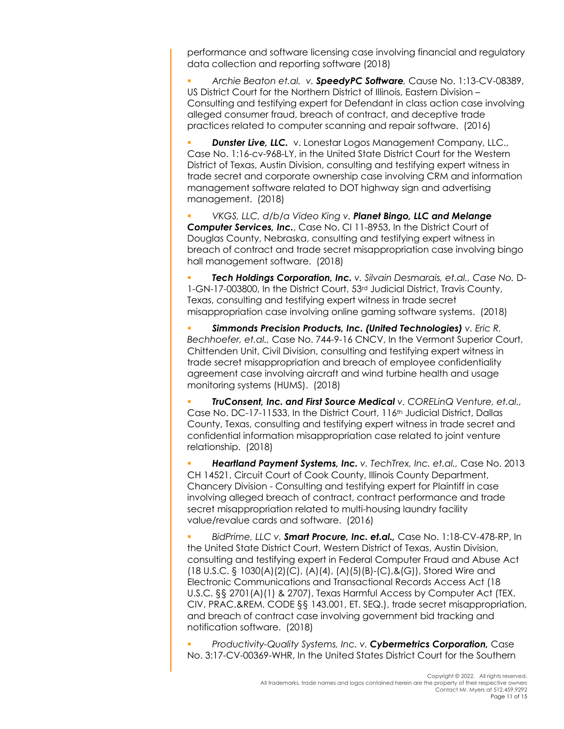performance and software licensing case involving financial and regulatory data collection and reporting software (2018)

- *Archie Beaton et.al. v. **SpeedyPC Software**,* Cause No. 1:13-CV-08389, US District Court for the Northern District of Illinois, Eastern Division – Consulting and testifying expert for Defendant in class action case involving alleged consumer fraud, breach of contract, and deceptive trade practices related to computer scanning and repair software. (2016)

- ***Dunster Live, LLC.*** v. Lonestar Logos Management Company, LLC., Case No. 1:16-cv-968-LY, in the United State District Court for the Western District of Texas, Austin Division, consulting and testifying expert witness in trade secret and corporate ownership case involving CRM and information management software related to DOT highway sign and advertising management. (2018)

- *VKGS, LLC, d/b/a Video King v. **Planet Bingo, LLC and Melange Computer Services, Inc.***, Case No. CI 11-8953, In the District Court of Douglas County, Nebraska, consulting and testifying expert witness in breach of contract and trade secret misappropriation case involving bingo hall management software. (2018)

- ***Tech Holdings Corporation, Inc.** v. Silvain Desmarais, et.al., Case No.* D-1-GN-17-003800, In the District Court, 53rd Judicial District, Travis County, Texas, consulting and testifying expert witness in trade secret misappropriation case involving online gaming software systems. (2018)

- ***Simmonds Precision Products, Inc. (United Technologies)** v. Eric R. Bechhoefer, et.al.,* Case No. 744-9-16 CNCV, In the Vermont Superior Court, Chittenden Unit, Civil Division, consulting and testifying expert witness in trade secret misappropriation and breach of employee confidentiality agreement case involving aircraft and wind turbine health and usage monitoring systems (HUMS). (2018)

- ***TruConsent, Inc. and First Source Medical** v. CORELinQ Venture, et.al.,* Case No. DC-17-11533, In the District Court, 116th Judicial District, Dallas County, Texas, consulting and testifying expert witness in trade secret and confidential information misappropriation case related to joint venture relationship. (2018)

- ***Heartland Payment Systems, Inc.** v. TechTrex, Inc. et.al.,* Case No. 2013 CH 14521, Circuit Court of Cook County, Illinois County Department, Chancery Division - Consulting and testifying expert for Plaintiff in case involving alleged breach of contract, contract performance and trade secret misappropriation related to multi-housing laundry facility value/revalue cards and software. (2016)

- *BidPrime, LLC v. **Smart Procure, Inc. et.al.,*** Case No. 1:18-CV-478-RP, In the United State District Court, Western District of Texas, Austin Division, consulting and testifying expert in Federal Computer Fraud and Abuse Act (18 U.S.C. § 1030(A)(2)(C), (A)(4), (A)(5)(B)-(C),&(G)), Stored Wire and Electronic Communications and Transactional Records Access Act (18 U.S.C. §§ 2701(A)(1) & 2707), Texas Harmful Access by Computer Act (TEX. CIV. PRAC.&REM. CODE §§ 143.001, ET. SEQ.), trade secret misappropriation, and breach of contract case involving government bid tracking and notification software. (2018)

- *Productivity-Quality Systems, Inc. v. **Cybermetrics Corporation,*** Case No. 3:17-CV-00369-WHR, In the United States District Court for the Southern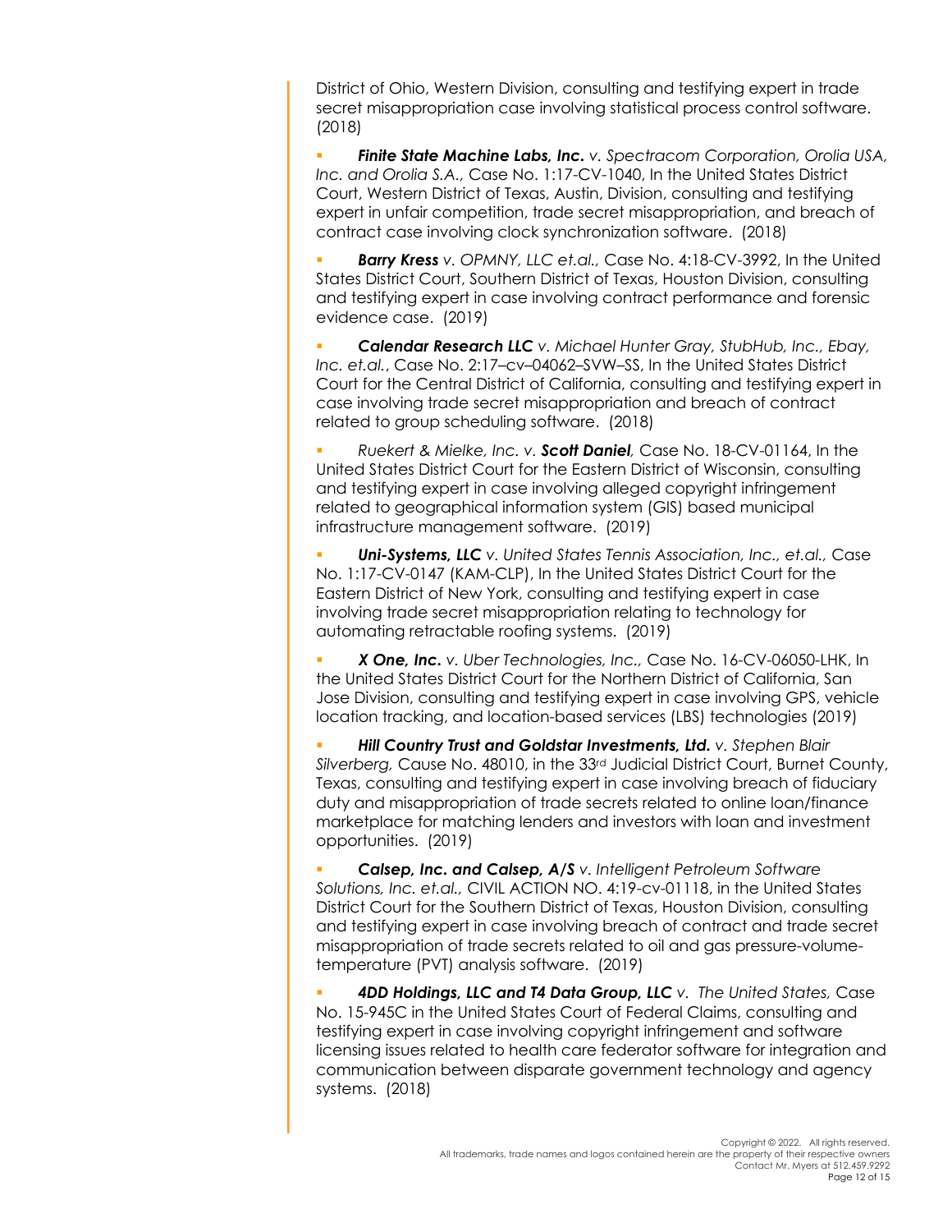District of Ohio, Western Division, consulting and testifying expert in trade secret misappropriation case involving statistical process control software. (2018)

- ***Finite State Machine Labs, Inc.*** *v. Spectracom Corporation, Orolia USA, Inc. and Orolia S.A.,* Case No. 1:17-CV-1040, In the United States District Court, Western District of Texas, Austin, Division, consulting and testifying expert in unfair competition, trade secret misappropriation, and breach of contract case involving clock synchronization software. (2018)

- ***Barry Kress*** *v. OPMNY, LLC et.al.,* Case No. 4:18-CV-3992, In the United States District Court, Southern District of Texas, Houston Division, consulting and testifying expert in case involving contract performance and forensic evidence case. (2019)

- ***Calendar Research LLC*** *v. Michael Hunter Gray, StubHub, Inc., Ebay, Inc. et.al.*, Case No. 2:17–cv–04062–SVW–SS, In the United States District Court for the Central District of California, consulting and testifying expert in case involving trade secret misappropriation and breach of contract related to group scheduling software. (2018)

- *Ruekert & Mielke, Inc. v.* ***Scott Daniel****,* Case No. 18-CV-01164, In the United States District Court for the Eastern District of Wisconsin, consulting and testifying expert in case involving alleged copyright infringement related to geographical information system (GIS) based municipal infrastructure management software. (2019)

- ***Uni-Systems, LLC*** *v. United States Tennis Association, Inc., et.al.,* Case No. 1:17-CV-0147 (KAM-CLP), In the United States District Court for the Eastern District of New York, consulting and testifying expert in case involving trade secret misappropriation relating to technology for automating retractable roofing systems. (2019)

- ***X One, Inc.*** *v. Uber Technologies, Inc.,* Case No. 16-CV-06050-LHK, In the United States District Court for the Northern District of California, San Jose Division, consulting and testifying expert in case involving GPS, vehicle location tracking, and location-based services (LBS) technologies (2019)

- ***Hill Country Trust and Goldstar Investments, Ltd.*** *v. Stephen Blair Silverberg,* Cause No. 48010, in the 33rd Judicial District Court, Burnet County, Texas, consulting and testifying expert in case involving breach of fiduciary duty and misappropriation of trade secrets related to online loan/finance marketplace for matching lenders and investors with loan and investment opportunities. (2019)

- ***Calsep, Inc. and Calsep, A/S*** *v. Intelligent Petroleum Software Solutions, Inc. et.al.,* CIVIL ACTION NO. 4:19-cv-01118, in the United States District Court for the Southern District of Texas, Houston Division, consulting and testifying expert in case involving breach of contract and trade secret misappropriation of trade secrets related to oil and gas pressure-volume-temperature (PVT) analysis software. (2019)

- ***4DD Holdings, LLC and T4 Data Group, LLC*** *v. The United States,* Case No. 15-945C in the United States Court of Federal Claims, consulting and testifying expert in case involving copyright infringement and software licensing issues related to health care federator software for integration and communication between disparate government technology and agency systems. (2018)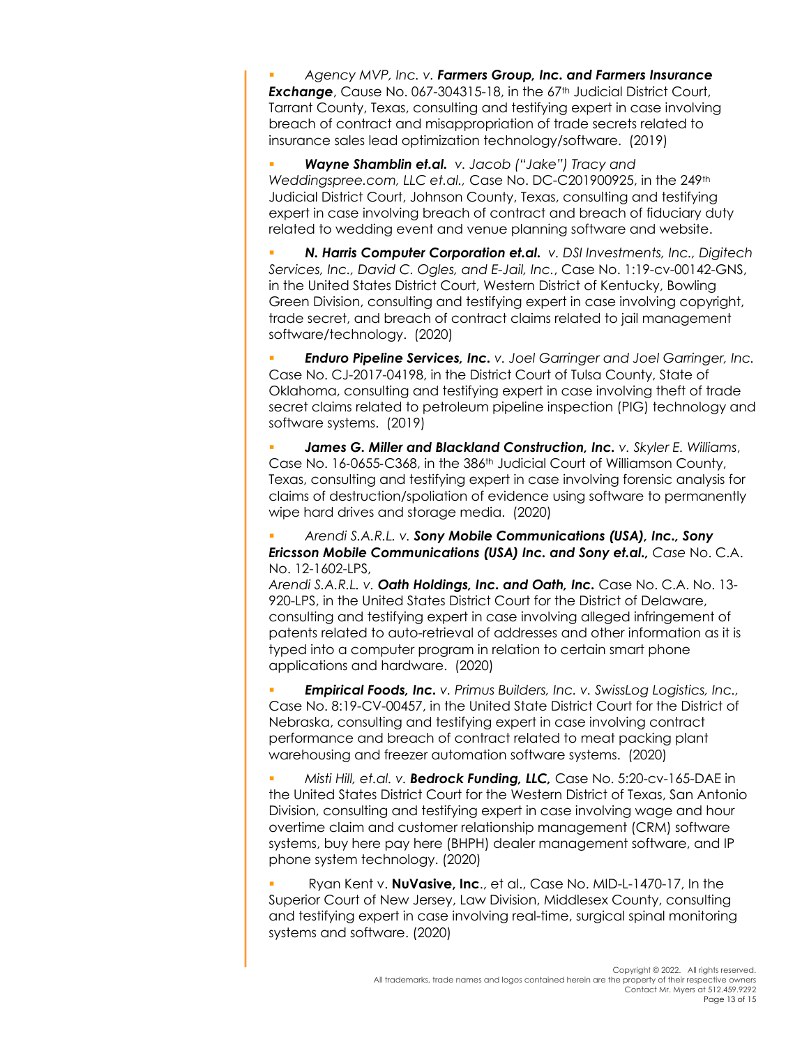- *Agency MVP, Inc. v.* ***Farmers Group, Inc. and Farmers Insurance Exchange***, Cause No. 067-304315-18, in the 67th Judicial District Court, Tarrant County, Texas, consulting and testifying expert in case involving breach of contract and misappropriation of trade secrets related to insurance sales lead optimization technology/software. (2019)

- ***Wayne Shamblin et.al.*** *v. Jacob ("Jake") Tracy and Weddingspree.com, LLC et.al.,* Case No. DC-C201900925, in the 249th Judicial District Court, Johnson County, Texas, consulting and testifying expert in case involving breach of contract and breach of fiduciary duty related to wedding event and venue planning software and website.

- ***N. Harris Computer Corporation et.al.*** *v. DSI Investments, Inc., Digitech Services, Inc., David C. Ogles, and E-Jail, Inc.*, Case No. 1:19-cv-00142-GNS, in the United States District Court, Western District of Kentucky, Bowling Green Division, consulting and testifying expert in case involving copyright, trade secret, and breach of contract claims related to jail management software/technology. (2020)

- ***Enduro Pipeline Services, Inc.*** *v. Joel Garringer and Joel Garringer, Inc.* Case No. CJ-2017-04198, in the District Court of Tulsa County, State of Oklahoma, consulting and testifying expert in case involving theft of trade secret claims related to petroleum pipeline inspection (PIG) technology and software systems. (2019)

- ***James G. Miller and Blackland Construction, Inc.*** *v. Skyler E. Williams*, Case No. 16-0655-C368, in the 386th Judicial Court of Williamson County, Texas, consulting and testifying expert in case involving forensic analysis for claims of destruction/spoliation of evidence using software to permanently wipe hard drives and storage media. (2020)

- *Arendi S.A.R.L. v.* ***Sony Mobile Communications (USA), Inc., Sony Ericsson Mobile Communications (USA) Inc. and Sony et.al.,*** *Case* No. C.A. No. 12-1602-LPS,
  *Arendi S.A.R.L. v.* ***Oath Holdings, Inc. and Oath, Inc.*** Case No. C.A. No. 13-920-LPS, in the United States District Court for the District of Delaware, consulting and testifying expert in case involving alleged infringement of patents related to auto-retrieval of addresses and other information as it is typed into a computer program in relation to certain smart phone applications and hardware. (2020)

- ***Empirical Foods, Inc.*** *v. Primus Builders, Inc. v. SwissLog Logistics, Inc.*, Case No. 8:19-CV-00457, in the United State District Court for the District of Nebraska, consulting and testifying expert in case involving contract performance and breach of contract related to meat packing plant warehousing and freezer automation software systems. (2020)

- *Misti Hill, et.al. v.* ***Bedrock Funding, LLC,*** Case No. 5:20-cv-165-DAE in the United States District Court for the Western District of Texas, San Antonio Division, consulting and testifying expert in case involving wage and hour overtime claim and customer relationship management (CRM) software systems, buy here pay here (BHPH) dealer management software, and IP phone system technology. (2020)

- Ryan Kent v. **NuVasive, Inc**., et al., Case No. MID-L-1470-17, In the Superior Court of New Jersey, Law Division, Middlesex County, consulting and testifying expert in case involving real-time, surgical spinal monitoring systems and software. (2020)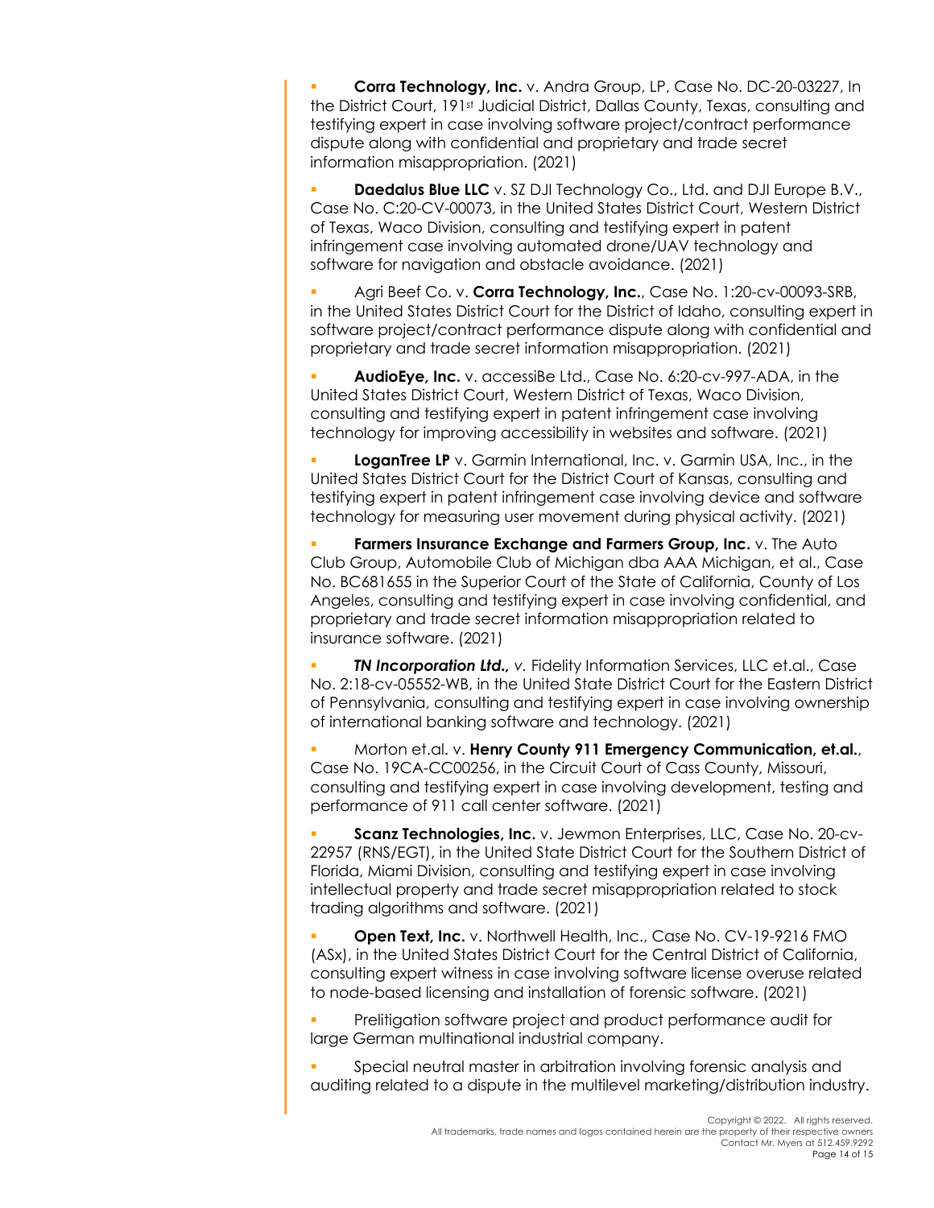- **Corra Technology, Inc.** v. Andra Group, LP, Case No. DC-20-03227, In the District Court, 191st Judicial District, Dallas County, Texas, consulting and testifying expert in case involving software project/contract performance dispute along with confidential and proprietary and trade secret information misappropriation. (2021)

- **Daedalus Blue LLC** v. SZ DJI Technology Co., Ltd. and DJI Europe B.V., Case No. C:20-CV-00073, in the United States District Court, Western District of Texas, Waco Division, consulting and testifying expert in patent infringement case involving automated drone/UAV technology and software for navigation and obstacle avoidance. (2021)

- Agri Beef Co. v. **Corra Technology, Inc.**, Case No. 1:20-cv-00093-SRB, in the United States District Court for the District of Idaho, consulting expert in software project/contract performance dispute along with confidential and proprietary and trade secret information misappropriation. (2021)

- **AudioEye, Inc.** v. accessiBe Ltd., Case No. 6:20-cv-997-ADA, in the United States District Court, Western District of Texas, Waco Division, consulting and testifying expert in patent infringement case involving technology for improving accessibility in websites and software. (2021)

- **LoganTree LP** v. Garmin International, Inc. v. Garmin USA, Inc., in the United States District Court for the District Court of Kansas, consulting and testifying expert in patent infringement case involving device and software technology for measuring user movement during physical activity. (2021)

- **Farmers Insurance Exchange and Farmers Group, Inc.** v. The Auto Club Group, Automobile Club of Michigan dba AAA Michigan, et al., Case No. BC681655 in the Superior Court of the State of California, County of Los Angeles, consulting and testifying expert in case involving confidential, and proprietary and trade secret information misappropriation related to insurance software. (2021)

- ***TN Incorporation Ltd.,*** *v.* Fidelity Information Services, LLC et.al., Case No. 2:18-cv-05552-WB, in the United State District Court for the Eastern District of Pennsylvania, consulting and testifying expert in case involving ownership of international banking software and technology. (2021)

- Morton et.al. v. **Henry County 911 Emergency Communication, et.al.**, Case No. 19CA-CC00256, in the Circuit Court of Cass County, Missouri, consulting and testifying expert in case involving development, testing and performance of 911 call center software. (2021)

- **Scanz Technologies, Inc.** v. Jewmon Enterprises, LLC, Case No. 20-cv-22957 (RNS/EGT), in the United State District Court for the Southern District of Florida, Miami Division, consulting and testifying expert in case involving intellectual property and trade secret misappropriation related to stock trading algorithms and software. (2021)

- **Open Text, Inc.** v. Northwell Health, Inc., Case No. CV-19-9216 FMO (ASx), in the United States District Court for the Central District of California, consulting expert witness in case involving software license overuse related to node-based licensing and installation of forensic software. (2021)

- Prelitigation software project and product performance audit for large German multinational industrial company.

- Special neutral master in arbitration involving forensic analysis and auditing related to a dispute in the multilevel marketing/distribution industry.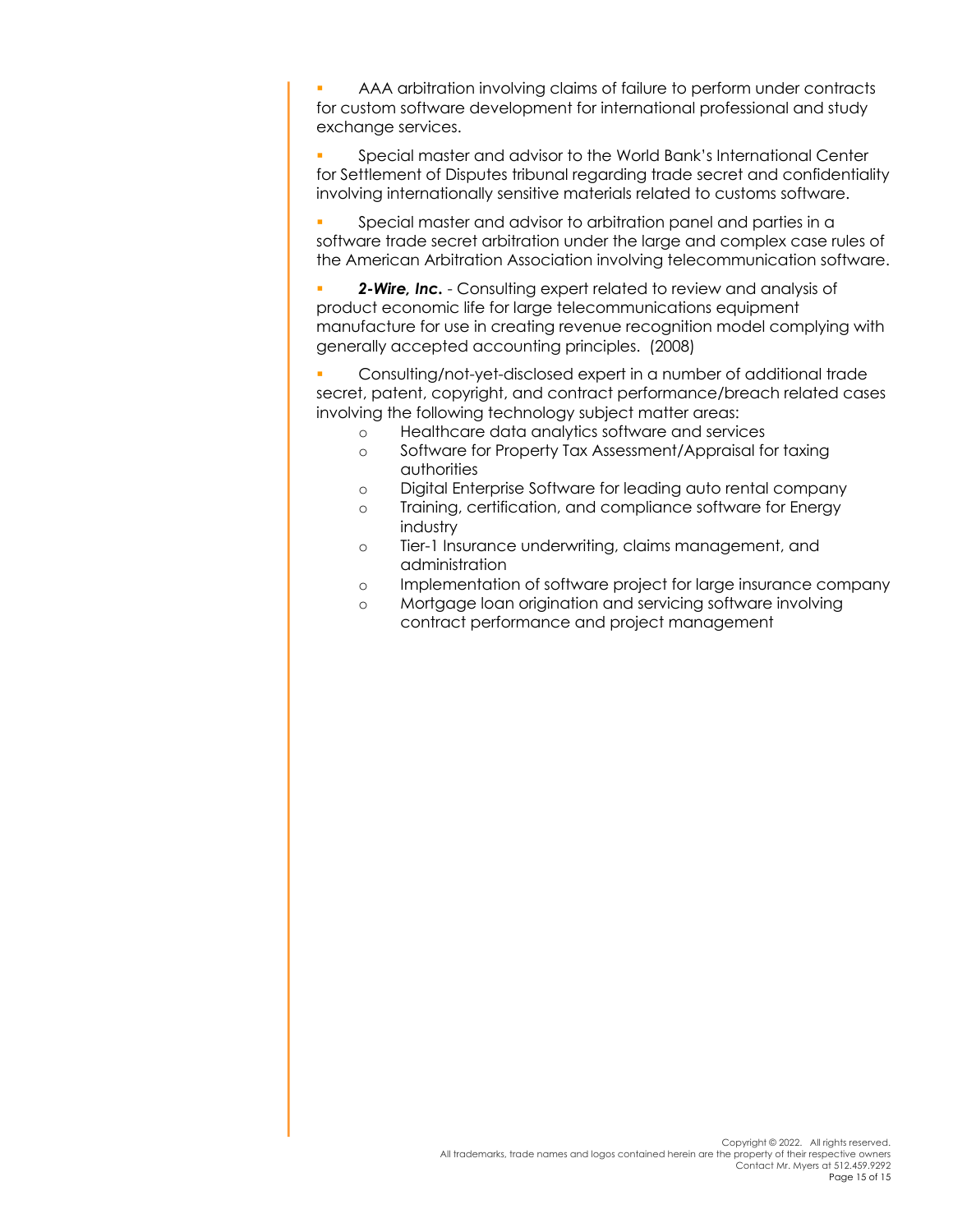- AAA arbitration involving claims of failure to perform under contracts for custom software development for international professional and study exchange services.

- Special master and advisor to the World Bank's International Center for Settlement of Disputes tribunal regarding trade secret and confidentiality involving internationally sensitive materials related to customs software.

- Special master and advisor to arbitration panel and parties in a software trade secret arbitration under the large and complex case rules of the American Arbitration Association involving telecommunication software.

- ***2-Wire, Inc.*** - Consulting expert related to review and analysis of product economic life for large telecommunications equipment manufacture for use in creating revenue recognition model complying with generally accepted accounting principles. (2008)

- Consulting/not-yet-disclosed expert in a number of additional trade secret, patent, copyright, and contract performance/breach related cases involving the following technology subject matter areas:
    - Healthcare data analytics software and services
    - Software for Property Tax Assessment/Appraisal for taxing authorities
    - Digital Enterprise Software for leading auto rental company
    - Training, certification, and compliance software for Energy industry
    - Tier-1 Insurance underwriting, claims management, and administration
    - Implementation of software project for large insurance company
    - Mortgage loan origination and servicing software involving contract performance and project management

Copyright © 2022. All rights reserved.
All trademarks, trade names and logos contained herein are the property of their respective owners
Contact Mr. Myers at 512.459.9292